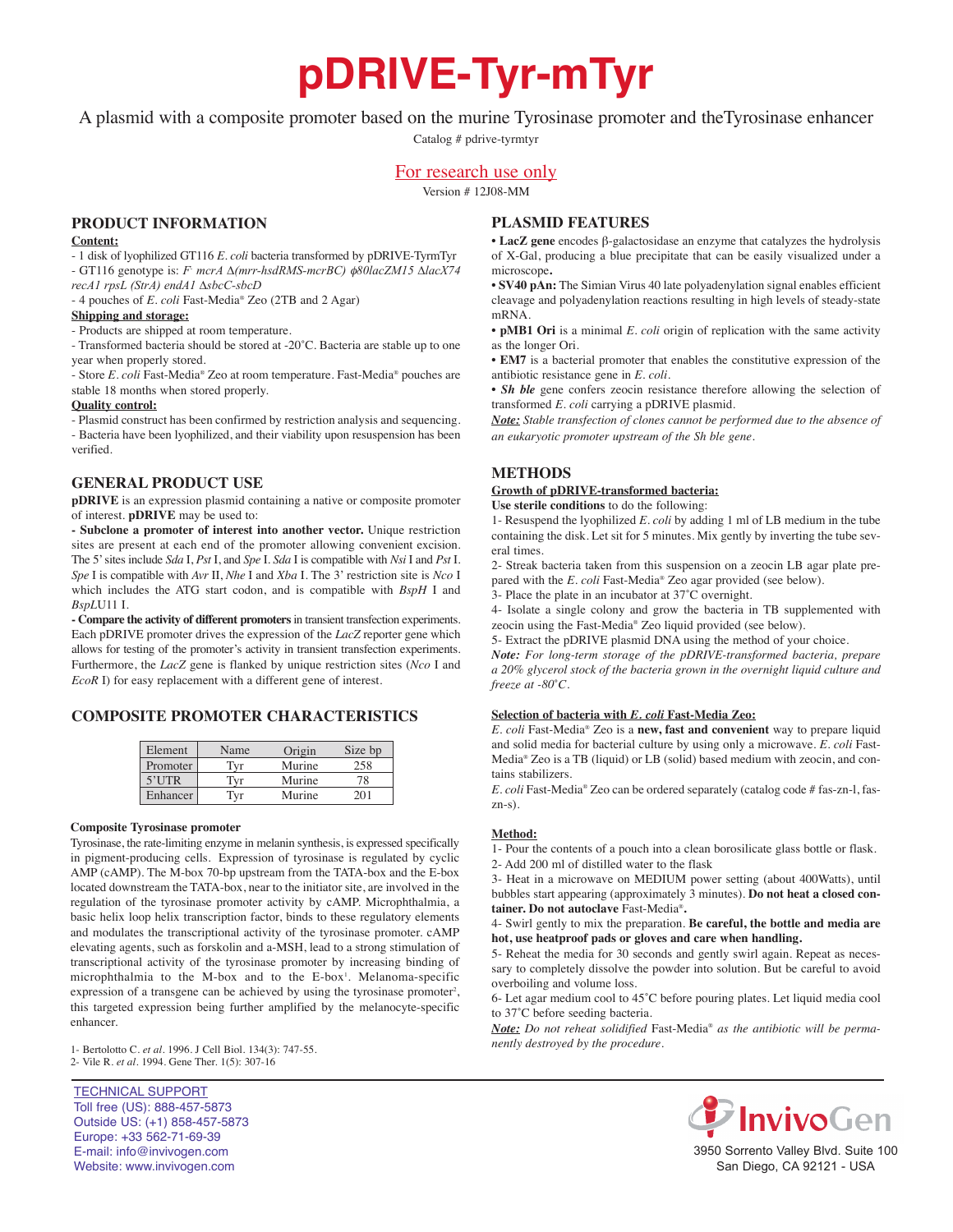# pDRIVE-Tyr-mTyr

A plasmid with a composite promoter based on the murine Tyrosinase promoter and theTyrosinase enhancer

Catalog # pdrive-tyrmtyr

For research use only

Version # 12J08-MM

## PRODUCT INFORMATION

**Content:**

- 1 disk of lyophilized GT116 *E. coli* bacteria transformed by pDRIVE-TyrmTyr
- GT116 genotype is: *F- mcrA Δ(mrr-hsdRMS-mcrBC) φ80lacZM15 ΔlacX74 recA1 rpsL (StrA) endA1 ΔsbcC-sbcD*
- 4 pouches of *E. coli* Fast-Media® Zeo (2TB and 2 Agar)

**Shipping and storage:**

- Products are shipped at room temperature.
- Transformed bacteria should be stored at -20˚C. Bacteria are stable up to one year when properly stored.
- Store *E. coli* Fast-Media® Zeo at room temperature. Fast-Media® pouches are stable 18 months when stored properly.

**Quality control:**

- Plasmid construct has been confirmed by restriction analysis and sequencing.
- Bacteria have been lyophilized, and their viability upon resuspension has been verified.

## GENERAL PRODUCT USE

**pDRIVE** is an expression plasmid containing a native or composite promoter of interest. **pDRIVE** may be used to:

**- Subclone a promoter of interest into another vector.** Unique restriction sites are present at each end of the promoter allowing convenient excision. The 5' sites include *Sda* I, *Pst* I, and *Spe* I. *Sda* I is compatible with *Nsi* I and *Pst* I. *Spe* I is compatible with *Avr* II, *Nhe* I and *Xba* I. The 3' restriction site is *Nco* I which includes the ATG start codon, and is compatible with *BspH* I and *BspL*U11 I.

**- Compare the activity of different promoters** in transient transfection experiments. Each pDRIVE promoter drives the expression of the *LacZ* reporter gene which allows for testing of the promoter's activity in transient transfection experiments. Furthermore, the *LacZ* gene is flanked by unique restriction sites (*Nco* I and *EcoR* I) for easy replacement with a different gene of interest.

## COMPOSITE PROMOTER CHARACTERISTICS

| Element | Name | Origin | Size bp |
|---|---|---|---|
| Promoter | Tyr | Murine | 258 |
| 5'UTR | Tyr | Murine | 78 |
| Enhancer | Tyr | Murine | 201 |

**Composite Tyrosinase promoter**

Tyrosinase, the rate-limiting enzyme in melanin synthesis, is expressed specifically in pigment-producing cells. Expression of tyrosinase is regulated by cyclic AMP (cAMP). The M-box 70-bp upstream from the TATA-box and the E-box located downstream the TATA-box, near to the initiator site, are involved in the regulation of the tyrosinase promoter activity by cAMP. Microphthalmia, a basic helix loop helix transcription factor, binds to these regulatory elements and modulates the transcriptional activity of the tyrosinase promoter. cAMP elevating agents, such as forskolin and a-MSH, lead to a strong stimulation of transcriptional activity of the tyrosinase promoter by increasing binding of microphthalmia to the M-box and to the E-box[1]. Melanoma-specific expression of a transgene can be achieved by using the tyrosinase promoter[2], this targeted expression being further amplified by the melanocyte-specific enhancer.

1- Bertolotto C. *et al*. 1996. J Cell Biol. 134(3): 747-55.
2- Vile R. *et al*. 1994. Gene Ther. 1(5): 307-16

## PLASMID FEATURES

• **LacZ gene** encodes β-galactosidase an enzyme that catalyzes the hydrolysis of X-Gal, producing a blue precipitate that can be easily visualized under a microscope**.**

• **SV40 pAn:** The Simian Virus 40 late polyadenylation signal enables efficient cleavage and polyadenylation resulting in high levels of steady-state mRNA.

• **pMB1 Ori** is a minimal *E. coli* origin of replication with the same activity as the longer Ori.

• **EM7** is a bacterial promoter that enables the constitutive expression of the antibiotic resistance gene in *E. coli*.

• ***Sh ble*** gene confers zeocin resistance therefore allowing the selection of transformed *E. coli* carrying a pDRIVE plasmid.

***Note:*** *Stable transfection of clones cannot be performed due to the absence of an eukaryotic promoter upstream of the Sh ble gene.*

## METHODS

**Growth of pDRIVE-transformed bacteria:**

**Use sterile conditions** to do the following:

1- Resuspend the lyophilized *E. coli* by adding 1 ml of LB medium in the tube containing the disk. Let sit for 5 minutes. Mix gently by inverting the tube several times.

2- Streak bacteria taken from this suspension on a zeocin LB agar plate prepared with the *E. coli* Fast-Media® Zeo agar provided (see below).

3- Place the plate in an incubator at 37˚C overnight.

4- Isolate a single colony and grow the bacteria in TB supplemented with zeocin using the Fast-Media® Zeo liquid provided (see below).

5- Extract the pDRIVE plasmid DNA using the method of your choice.

***Note:*** *For long-term storage of the pDRIVE-transformed bacteria, prepare a 20% glycerol stock of the bacteria grown in the overnight liquid culture and freeze at -80˚C.*

**Selection of bacteria with *E. coli* Fast-Media Zeo:**

*E. coli* Fast-Media® Zeo is a **new, fast and convenient** way to prepare liquid and solid media for bacterial culture by using only a microwave. *E. coli* Fast-Media® Zeo is a TB (liquid) or LB (solid) based medium with zeocin, and contains stabilizers.

*E. coli* Fast-Media® Zeo can be ordered separately (catalog code # fas-zn-l, fas-zn-s).

**Method:**

1- Pour the contents of a pouch into a clean borosilicate glass bottle or flask.

2- Add 200 ml of distilled water to the flask

3- Heat in a microwave on MEDIUM power setting (about 400Watts), until bubbles start appearing (approximately 3 minutes). **Do not heat a closed container. Do not autoclave** Fast-Media®**.**

4- Swirl gently to mix the preparation. **Be careful, the bottle and media are hot, use heatproof pads or gloves and care when handling.**

5- Reheat the media for 30 seconds and gently swirl again. Repeat as necessary to completely dissolve the powder into solution. But be careful to avoid overboiling and volume loss.

6- Let agar media cool to 45˚C before pouring plates. Let liquid media cool to 37˚C before seeding bacteria.

***Note:*** *Do not reheat solidified* Fast-Media® *as the antibiotic will be permanently destroyed by the procedure.*

TECHNICAL SUPPORT
Toll free (US): 888-457-5873
Outside US: (+1) 858-457-5873
Europe: +33 562-71-69-39
E-mail: info@invivogen.com
Website: www.invivogen.com

InvivoGen
3950 Sorrento Valley Blvd. Suite 100
San Diego, CA 92121 - USA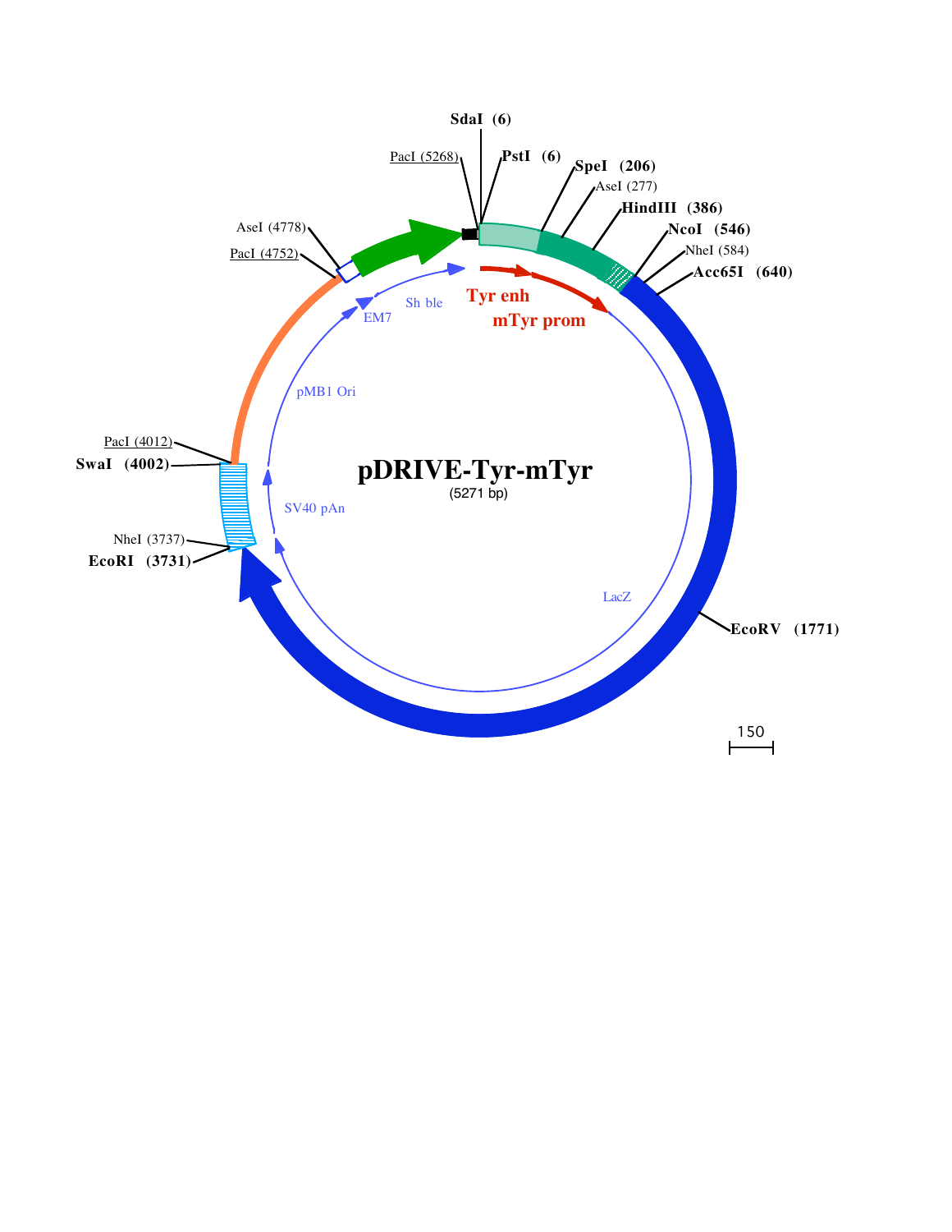# pDRIVE-Tyr-mTyr

(5271 bp)

- SdaI (6)
- PstI (6)
- PacI (5268)
- SpeI (206)
- AseI (277)
- HindIII (386)
- NcoI (546)
- NheI (584)
- Acc65I (640)
- EcoRV (1771)
- EcoRI (3731)
- NheI (3737)
- SwaI (4002)
- PacI (4012)
- PacI (4752)
- AseI (4778)

Tyr enh

mTyr prom

LacZ

SV40 pAn

pMB1 Ori

EM7

Sh ble

150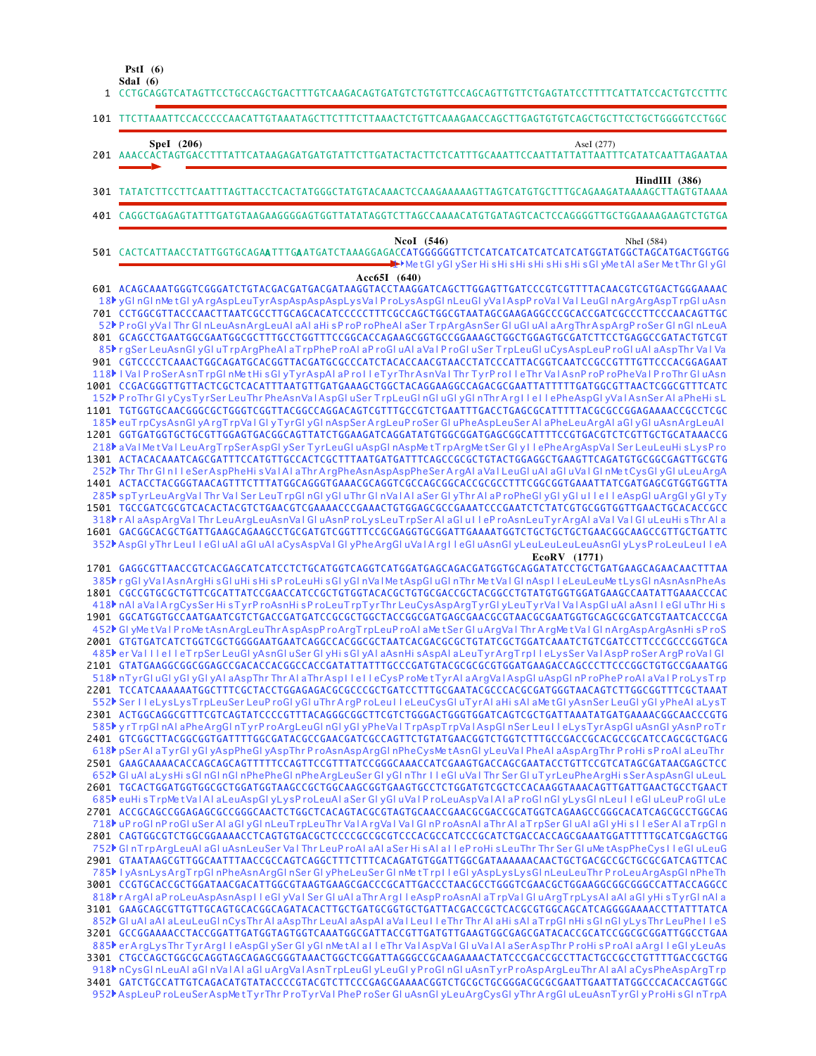```
PstI (6)
SdaI (6)
   1 CCTGCAGGTCATAGTTCCTGCCAGCTGACTTTGTCAAGACAGTGATGCTGTGTTCCAGCAGTTGTTCTGAGTATCCTTTTCATTATCCACTGTCCTTTC

 101 TTCTTAAATTCCACCCCCAACATTGTAAATAGCTTCTTTCTTAAACTCTGTTCAAAGAACCAGCTTGAGTGTGTCAGCTGCTTCCTGCTGGGGTCCTGGC

     SpeI (206)                                                                      AseI (277)
 201 AAACCACTAGTGACCTTTATTCATAAGAGATGATGTATTCTTGATACTACTTCTCATTTGCAAATTCCAATTATTATTAATTTCATATCAATTAGAATAA

                                                                                           HindIII (386)
 301 TATATCTTCCTTCAATTTAGTTACCTCACTATGGGCTATGTACAAACTCCAAGAAAAAGTTAGTCATGTGCTTTGCAGAAGATAAAAGCTTAGTGTAAAA

 401 CAGGCTGAGAGTATTTGATGTAAGAAGGGGAGTGGTTATATAGGTCTTAGCCAAAACATGTGATAGTCACTCCAGGGGTTGCTGGAAAAGAAGTCTGTGA

                                                     NcoI (546)                          NheI (584)
 501 CACTCATTAACCTATTGGTGCAGAATTTGAATGATCTAAAGGAGACCATGGGGGGTTCTCATCATCATCATCATCATGGTATGGCTAGCATGACTGGTGG
   1                                                  MetGlyGlySerHisHisHisHisHisHisGlyMetAlaSerMetThrGlyGl
                                              Acc65I (640)
 601 ACAGCAAATGGGTCGGGATCTGTACGACGATGACGATAAGGTACCTAAGGATCAGCTTGGAGTTGATCCCGTCGTTTTACAACGTCGTGACTGGGAAAAC
  18 yGlnGlnMetGlyArgAspLeuTyrAspAspAspAspLysValProLysAspGlnLeuGlyValAspProValValLeuGlnArgArgAspTrpGluAsn
 701 CCTGGCGTTACCCAACTTAATCGCCTTGCAGCACATCCCCCTTTCGCCAGCTGGCGTAATAGCGAAGAGGCCCGCACCGATCGCCCTTCCCAACAGTTGC
  52 ProGlyValThrGlnLeuAsnArgLeuAlaAlaHisProProPheAlaSerTrpArgAsnSerGluGluAlaArgThrAspArgProSerGlnGlnLeuA
 801 GCAGCCTGAATGGCGAATGGCGCTTTGCCTGGTTTCCGGCACCAGAAGCGGTGCCGGAAAGCTGGCTGGAGTGCGATCTTCCTGAGGCCGATACTGTCGT
  85 rgSerLeuAsnGlyGluTrpArgPheAlaTrpPheProAlaProGluAlaValProGluSerTrpLeuGluCysAspLeuProGluAlaAspThrValVa
 901 CGTCCCCTCAAACTGGCAGATGCACGGTTACGATGCGCCCATCTACACCAACGTAACCTATCCCATTACGGTCAATCCGCCGTTTGTTCCCACGGAGAAT
 118 lValProSerAsnTrpGlnMetHisGlyTyrAspAlaProIleTyrThrAsnValThrTyrProIleThrValAsnProProPheValProThrGluAsn
1001 CCGACGGGTTGTTACTCGCTCACATTTAATGTTGATGAAAGCTGGCTACAGGAAGGCCAGACGCGAATTATTTTTGATGGCGTTAACTCGGCGTTTCATC
 152 ProThrGlyCysTyrSerLeuThrPheAsnValAspGluSerTrpLeuGlnGluGlyGlnThrArgIleIlePheAspGlyValAsnSerAlaPheHisL
1101 TGTGGTGCAACGGGCGCTGGGTCGGTTACGGCCAGGACAGTCGTTTGCCGTCTGAATTTGACCTGAGCGCATTTTTACGCGCCGGAGAAAACCGCCTCGC
 185 euTrpCysAsnGlyArgTrpValGlyTyrGlyGlnAspSerArgLeuProSerGluPheAspLeuSerAlaPheLeuArgAlaGlyGluAsnArgLeuAl
1201 GGTGATGGTGCTGCGTTGGAGTGACGGCAGTTATCTGGAAGATCAGGATATGTGGCGGATGAGCGGCATTTTCCGTGACGTCTCGTTGCTGCATAAACCG
 218 aValMetValLeuArgTrpSerAspGlySerTyrLeuGluAspGlnAspMetTrpArgMetSerGlyIlePheArgAspValSerLeuLeuHisLysPro
1301 ACTACACAAATCAGCGATTTCCATGTTGCCACTCGCTTTAATGATGATTTCAGCCGCGCTGTACTGGAGGCTGAAGTTCAGATGTGCGGCGAGTTGCGTG
 252 ThrThrGlnIleSerAspPheHisValAlaThrArgPheAsnAspAspPheSerArgAlaValLeuGluAlaGluValGlnMetCysGlyGluLeuArgA
1401 ACTACCTACGGGTAACAGTTTCTTTATGGCAGGGTGAAACGCAGGTCGCCAGCGGCACCGCGCCTTTCGGCGGTGAAATTATCGATGAGCGTGGTGGTTA
 285 spTyrLeuArgValThrValSerLeuTrpGlnGlyGluThrGlnValAlaSerGlyThrAlaProPheGlyGlyGluIleIleAspGluArgGlyGlyTy
1501 TGCCGATCGCGTCACACTACGTCTGAACGTCGAAAACCCGAAACTGTGGAGCGCCGAAATCCCGAATCTCTATCGTGCGGTGGTTGAACTGCACACCGCC
 318 rAlaAspArgValThrLeuArgLeuAsnValGluAsnProLysLeuTrpSerAlaGluIleProAsnLeuTyrArgAlaValValGluLeuHisThrAla
1601 GACGGCACGCTGATTGAAGCAGAAGCCTGCGATGTCGGTTTCCGCGAGGTGCGGATTGAAAATGGTCTGCTGCTGCTGAACGGCAAGCCGTTGCTGATTC
 352 AspGlyThrLeuIleGluAlaGluAlaCysAspValGlyPheArgGluValArgIleGluAsnGlyLeuLeuLeuLeuAsnGlyLysProLeuLeuIleA
                                                                      EcoRV (1771)
1701 GAGGCGTTAACCGTCACGAGCATCATCCTCTGCATGGTCAGGTCATGGATGAGCAGACGATGGTGCAGGATATCCTGCTGATGAAGCAGAACAACTTTAA
 385 rgGlyValAsnArgHisGluHisHisProLeuHisGlyGlnValMetAspGluGlnThrMetValGlnAspIleLeuLeuMetLysGlnAsnAsnPheAs
1801 CGCCGTGCGCTGTTCGCATTATCCGAACCATCCGCTGTGGTACACGCTGTGCGACCGCTACGGCCTGTATGTGGTGGATGAAGCCAATATTGAAACCCAC
 418 nAlaValArgCysSerHisTyrProAsnHisProLeuTrpTyrThrLeuCysAspArgTyrGlyLeuTyrValValAspGluAlaAsnIleGluThrHis
1901 GGCATGGTGCCAATGAATCGTCTGACCGATGATCCGCGCTGGCTACCGGCGATGAGCGAACGCGTAACGCGAATGGTGCAGCGCGATCGTAATCACCCGA
 452 GlyMetValProMetAsnArgLeuThrAspAspProArgTrpLeuProAlaMetSerGluArgValThrArgMetValGlnArgAspArgAsnHisProS
2001 GTGTGATCATCTGGTCGCTGGGGAATGAATCAGGCCACGGCGCTAATCACGACGCGCTGTATCGCTGGATCAAATCTGTCGATCCTTCCCGCCCGGTGCA
 485 erValIleIleTrpSerLeuGlyAsnGluSerGlyHisGlyAlaAsnHisAspAlaLeuTyrArgTrpIleLysSerValAspProSerArgProValGl
2101 GTATGAAGGCGGCGGAGCCGACACCACGGCCACCGATATTATTTGCCCGATGTACGCGCGCGTGGATGAAGACCAGCCCTTCCCGGCTGTGCCGAAATGG
 518 nTyrGluGlyGlyGlyAlaAspThrThrAlaThrAspIleIleCysProMetTyrAlaArgValAspGluAspGlnProPheProAlaValProLysTrp
2201 TCCATCAAAAAATGGCTTTCGCTACCTGGAGAGACGCGCCCGCTGATCCTTTGCGAATACGCCCACGCGATGGGTAACAGTCTTGGCGGTTTCGCTAAAT
 552 SerIleLysLysTrpLeuSerLeuProGlyGluThrArgProLeuIleLeuCysGluTyrAlaHisAlaMetGlyAsnSerLeuGlyGlyPheAlaLysT
2301 ACTGGCAGGCGTTTCGTCAGTATCCCCGTTTACAGGGCGGCTTCGTCTGGGACTGGGTGGATCAGTCGCTGATTAAATATGATGAAAACGGCAACCCGTG
 585 yrTrpGlnAlaPheArgGlnTyrProArgLeuGlnGlyGlyPheValTrpAspTrpValAspGlnSerLeuIleLysTyrAspGluAsnGlyAsnProTr
2401 GTCGGCTTACGGCGGTGATTTTGGCGATACGCCGAACGATCGCCAGTTCTGTATGAACGGTCTGGTCTTTGCCGACCGCACGCCGCATCCAGCGCTGACG
 618 pSerAlaTyrGlyGlyAspPheGlyAspThrProAsnAspArgGlnPheCysMetAsnGlyLeuValPheAlaAspArgThrProHisProAlaLeuThr
2501 GAAGCAAAACACCAGCAGCAGTTTTTCCAGTTCCGTTTATCCGGGCAAACCATCGAAGTGACCAGCGAATACCTGTTCCGTCATAGCGATAACGAGCTCC
 652 GluAlaLysHisGlnGlnGlnPhePheGlnPheArgLeuSerGlyGlnThrIleGluValThrSerGluTyrLeuPheArgHisSerAspAsnGluLeuL
2601 TGCACTGGATGGTGGCGCTGGATGGTAAGCCGCTGGCAAGCGGTGAAGTGCCTCTGGATGTCGCTCCACAAGGTAAACAGTTGATTGAACTGCCTGAACT
 685 euHisTrpMetValAlaLeuAspGlyLysProLeuAlaSerGlyGluValProLeuAspValAlaProGlnGlyLysGlnLeuIleGluLeuProGluLe
2701 ACCGCAGCCGGAGAGCGCCGGGCAACTCTGGCTCACAGTACGCGTAGTGCAACCGAACGCGACCGCATGGTCAGAAGCCGGGCACATCAGCGCCTGGCAG
 718 uProGlnProGluSerAlaGlyGlnLeuTrpLeuThrValArgValValGlnProAsnAlaThrAlaTrpSerGluAlaGlyHisIleSerAlaTrpGln
2801 CAGTGGCGTCTGGCGGAAAACCTCAGTGTGACGCTCCCCGCCGCGTCCCACGCCATCCCGCATCTGACCACCAGCGAAATGGATTTTTGCATCGAGCTGG
 752 GlnTrpArgLeuAlaGluAsnLeuSerValThrLeuProAlaAlaSerHisAlaIleProHisLeuThrThrSerGluMetAspPheCysIleGluLeuG
2901 GTAATAAGCGTTGGCAATTTAACCGCCAGTCAGGCTTTCTTTCACAGATGTGGATTGGCGATAAAAAACAACTGCTGACGCCGCTGCGCGATCAGTTCAC
 785 lyAsnLysArgTrpGlnPheAsnArgGlnSerGlyPheLeuSerGlnMetTrpIleGlyAspLysLysGlnLeuLeuThrProLeuArgAspGlnPheTh
3001 CCGTGCACCGCTGGATAACGACATTGGCGTAAGTGAAGCGACCCGCATTGACCCTAACGCCTGGGTCGAACGCTGGAAGGCGGCGGGCCATTACCAGGCC
 818 rArgAlaProLeuAspAsnAspIleGlyValSerGluAlaThrArgIleAspProAsnAlaTrpValGluArgTrpLysAlaAlaGlyHisTyrGlnAla
3101 GAAGCAGCGTTGTTGCAGTGCACGGCAGATACACTTGCTGATGCGGTGCTGATTACGACCGCTCACGCGTGGCAGCATCAGGGGAAAACCTTATTTATCA
 852 GluAlaAlaLeuLeuGlnCysThrAlaAspThrLeuAlaAspAlaValLeuIleThrThrAlaHisAlaTrpGlnHisGlnGlyLysThrLeuPheIleS
3201 GCCGGAAAACCTACCGGATTGATGGTAGTGGTCAAATGGCGATTACCGTTGATGTTGAAGTGGCGAGCGATACACCGCATCCGGCGCGGATTGGCCTGAA
 885 erArgLysThrTyrArgIleAspGlySerGlyGlnMetAlaIleThrValAspValGluValAlaSerAspThrProHisProAlaArgIleGlyLeuAs
3301 CTGCCAGCTGGCGCAGGTAGCAGAGCGGGTAAACTGGCTCGGATTAGGGCCGCAAGAAAACTATCCCGACCGCCTTACTGCCGCCTGTTTTGACCGCTGG
 918 nCysGlnLeuAlaGlnValAlaGluArgValAsnTrpLeuGlyLeuGlyProGlnGluAsnTyrProAspArgLeuThrAlaAlaCysPheAspArgTrp
3401 GATCTGCCATTGTCAGACATGTATACCCCGTACGTCTTCCCGAGCGAAAACGGTCTGCGCTGCGGGACGCGCGAATTGAATTATGGCCCACACCAGTGGC
 952 AspLeuProLeuSerAspMetTyrThrProTyrValPheProSerGluAsnGlyLeuArgCysGlyThrArgGluLeuAsnTyrGlyProHisGlnTrpA
```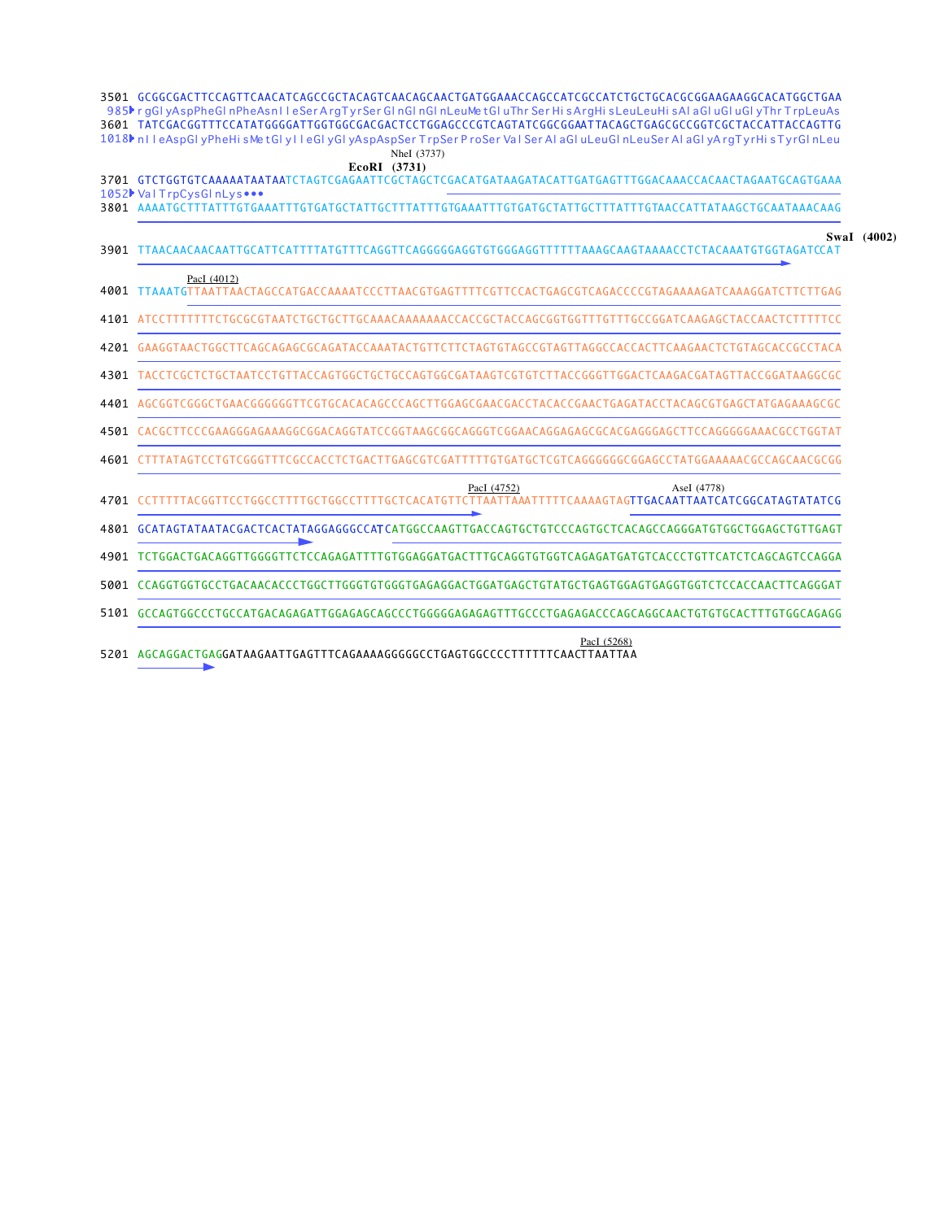```
3501 GCGGCGACTTCCAGTTCAACATCAGCCGCTACAGTCAACAGCAACTGATGGAAACCAGCCATCGCCATCTGCTGCACGCGGAAGAAGGCACATGGCTGAA
985▸ rgGlyAspPheGlnPheAsnIleSerArgTyrSerGlnGlnGlnLeuMetGluThrSerHisArgHisLeuLeuHisAlaGluGluGlyThrTrpLeuAs
3601 TATCGACGGTTTCCATATGGGGATTGGTGGCGACGACTCCTGGAGCCCGTCAGTATCGGCGGAATTACAGCTGAGCGCCGGTCGCTACCATTACCAGTTG
1018▸ nIleAspGlyPheHisMetGlyIleGlyGlyAspAspSerTrpSerProSerValSerAlaGluLeuGlnLeuSerAlaGlyArgTyrHisTyrGlnLeu
                                                  NheI (3737)
                                         EcoRI (3731)
3701 GTCTGGTGTCAAAAATAATAATCTAGTCGAGAATTCGCTAGCTCGACATGATAAGATACATTGATGAGTTTGGACAAACCACAACTAGAATGCAGTGAAA
1052▸ ValTrpCysGlnLys•••
3801 AAAATGCTTTATTTGTGAAATTTGTGATGCTATTGCTTTATTTGTGAAATTTGTGATGCTATTGCTTTATTTGTAACCATTATAAGCTGCAATAAACAAG

                                                                                                    SwaI (4002)
3901 TTAACAACAACAATTGCATTCATTTTATGTTTCAGGTTCAGGGGGAGGTGTGGGAGGTTTTTTAAAGCAAGTAAAACCTCTACAAATGTGGTAGATCCAT

       PacI (4012)
4001 TTAAATGTTAATTAACTAGCCATGACCAAAATCCCTTAACGTGAGTTTTCGTTCCACTGAGCGTCAGACCCCGTAGAAAAGATCAAAGGATCTTCTTGAG

4101 ATCCTTTTTTTCTGCGCGTAATCTGCTGCTTGCAAACAAAAAAACCACCGCTACCAGCGGTGGTTTGTTTGCCGGATCAAGAGCTACCAACTCTTTTTCC

4201 GAAGGTAACTGGCTTCAGCAGAGCGCAGATACCAAATACTGTTCTTCTAGTGTAGCCGTAGTTAGGCCACCACTTCAAGAACTCTGTAGCACCGCCTACA

4301 TACCTCGCTCTGCTAATCCTGTTACCAGTGGCTGCTGCCAGTGGCGATAAGTCGTGTCTTACCGGGTTGGACTCAAGACGATAGTTACCGGATAAGGCGC

4401 AGCGGTCGGGCTGAACGGGGGGTTCGTGCACACAGCCCAGCTTGGAGCGAACGACCTACACCGAACTGAGATACCTACAGCGTGAGCTATGAGAAAGCGC

4501 CACGCTTCCCGAAGGGAGAAAGGCGGACAGGTATCCGGTAAGCGGCAGGGTCGGAACAGGAGAGCGCACGAGGGAGCTTCCAGGGGGAAACGCCTGGTAT

4601 CTTTATAGTCCTGTCGGGTTTCGCCACCTCTGACTTGAGCGTCGATTTTTGTGATGCTCGTCAGGGGGGCGGAGCCTATGGAAAAACGCCAGCAACGCGG

                                                              PacI (4752)              AseI (4778)
4701 CCTTTTTACGGTTCCTGGCCTTTTGCTGGCCTTTTGCTCACATGTTCTTAATTAAATTTTTCAAAAGTAGTTGACAATTAATCATCGGCATAGTATATCG

4801 GCATAGTATAATACGACTCACTATAGGAGGGCCATCATGGCCAAGTTGACCAGTGCTGTCCCAGTGCTCACAGCCAGGGATGTGGCTGGAGCTGTTGAGT

4901 TCTGGACTGACAGGTTGGGGTTCTCCAGAGATTTTGTGGAGGATGACTTTGCAGGTGTGGTCAGAGATGATGTCACCCTGTTCATCTCAGCAGTCCAGGA

5001 CCAGGTGGTGCCTGACAACACCCTGGCTTGGGTGTGGGTGAGAGGACTGGATGAGCTGTATGCTGAGTGGAGTGAGGTGGTCTCCACCAACTTCAGGGAT

5101 GCCAGTGGCCCTGCCATGACAGAGATTGGAGAGCAGCCCTGGGGGAGAGAGTTTGCCCTGAGAGACCCAGCAGGCAACTGTGTGCACTTTGTGGCAGAGG

                                                                                 PacI (5268)
5201 AGCAGGACTGAGGATAAGAATTGAGTTTCAGAAAAGGGGGCCTGAGTGGCCCCTTTTTTCAACTTAATTAA
```